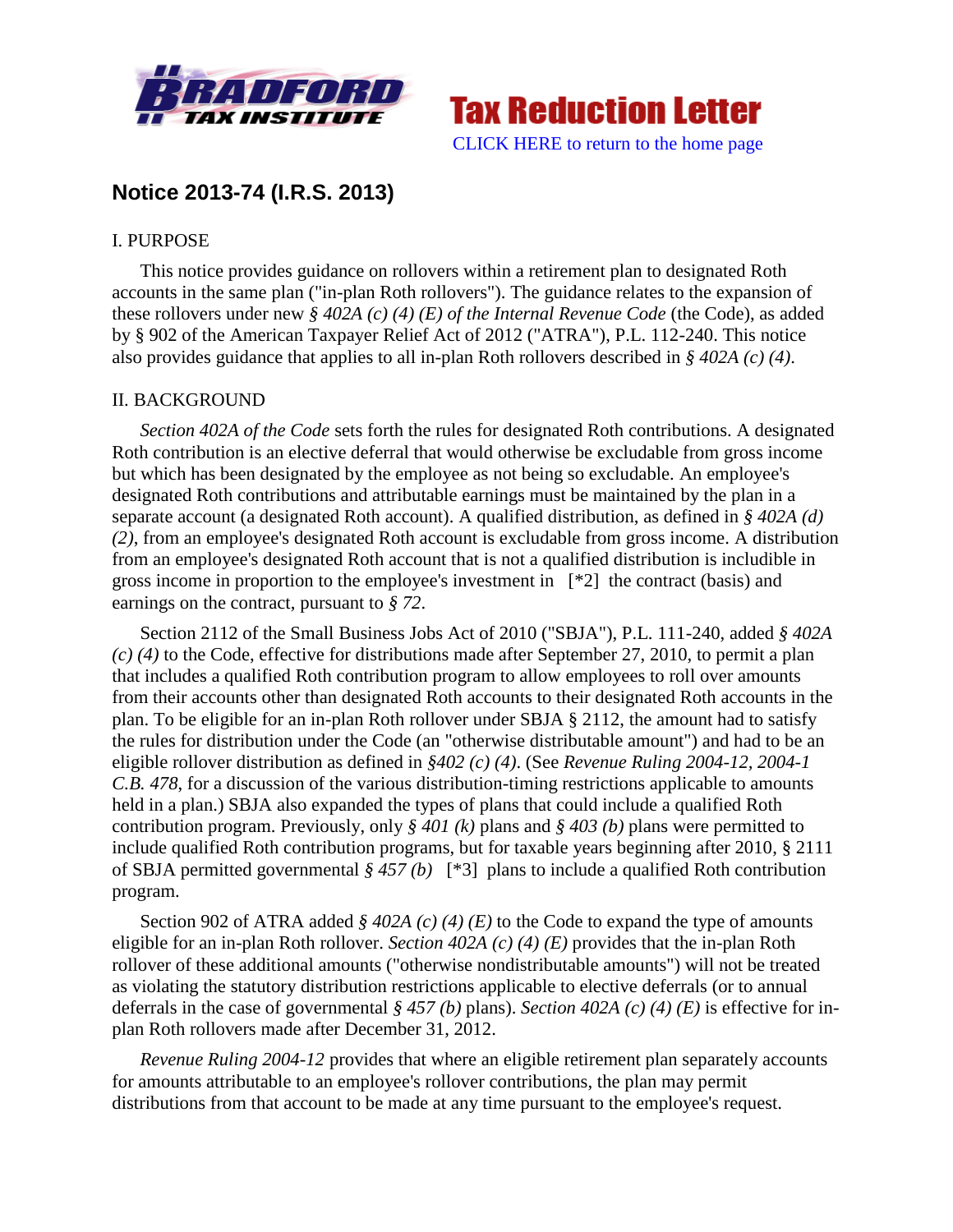# Notice 2013-74 (I.R.S. 2013)

I. PURPOSE

This notice provides guidance on rollovers within a retirement plan to designated Roth accounts in the same plan ("in-plan Roth rollovers"). The guidance relates to the expansion of these rollovers under new *§ 402A (c) (4) (E) of the Internal Revenue Code* (the Code), as added by § 902 of the American Taxpayer Relief Act of 2012 ("ATRA"), P.L. 112-240. This notice also provides guidance that applies to all in-plan Roth rollovers described in *§ 402A (c) (4)*.

II. BACKGROUND

*Section 402A of the Code* sets forth the rules for designated Roth contributions. A designated Roth contribution is an elective deferral that would otherwise be excludable from gross income but which has been designated by the employee as not being so excludable. An employee's designated Roth contributions and attributable earnings must be maintained by the plan in a separate account (a designated Roth account). A qualified distribution, as defined in *§ 402A (d) (2)*, from an employee's designated Roth account is excludable from gross income. A distribution from an employee's designated Roth account that is not a qualified distribution is includible in gross income in proportion to the employee's investment in [*2] the contract (basis) and earnings on the contract, pursuant to *§ 72*.

Section 2112 of the Small Business Jobs Act of 2010 ("SBJA"), P.L. 111-240, added *§ 402A (c) (4)* to the Code, effective for distributions made after September 27, 2010, to permit a plan that includes a qualified Roth contribution program to allow employees to roll over amounts from their accounts other than designated Roth accounts to their designated Roth accounts in the plan. To be eligible for an in-plan Roth rollover under SBJA § 2112, the amount had to satisfy the rules for distribution under the Code (an "otherwise distributable amount") and had to be an eligible rollover distribution as defined in *§402 (c) (4)*. (See *Revenue Ruling 2004-12, 2004-1 C.B. 478*, for a discussion of the various distribution-timing restrictions applicable to amounts held in a plan.) SBJA also expanded the types of plans that could include a qualified Roth contribution program. Previously, only *§ 401 (k)* plans and *§ 403 (b)* plans were permitted to include qualified Roth contribution programs, but for taxable years beginning after 2010, § 2111 of SBJA permitted governmental *§ 457 (b)* [*3] plans to include a qualified Roth contribution program.

Section 902 of ATRA added *§ 402A (c) (4) (E)* to the Code to expand the type of amounts eligible for an in-plan Roth rollover. *Section 402A (c) (4) (E)* provides that the in-plan Roth rollover of these additional amounts ("otherwise nondistributable amounts") will not be treated as violating the statutory distribution restrictions applicable to elective deferrals (or to annual deferrals in the case of governmental *§ 457 (b)* plans). *Section 402A (c) (4) (E)* is effective for in-plan Roth rollovers made after December 31, 2012.

*Revenue Ruling 2004-12* provides that where an eligible retirement plan separately accounts for amounts attributable to an employee's rollover contributions, the plan may permit distributions from that account to be made at any time pursuant to the employee's request.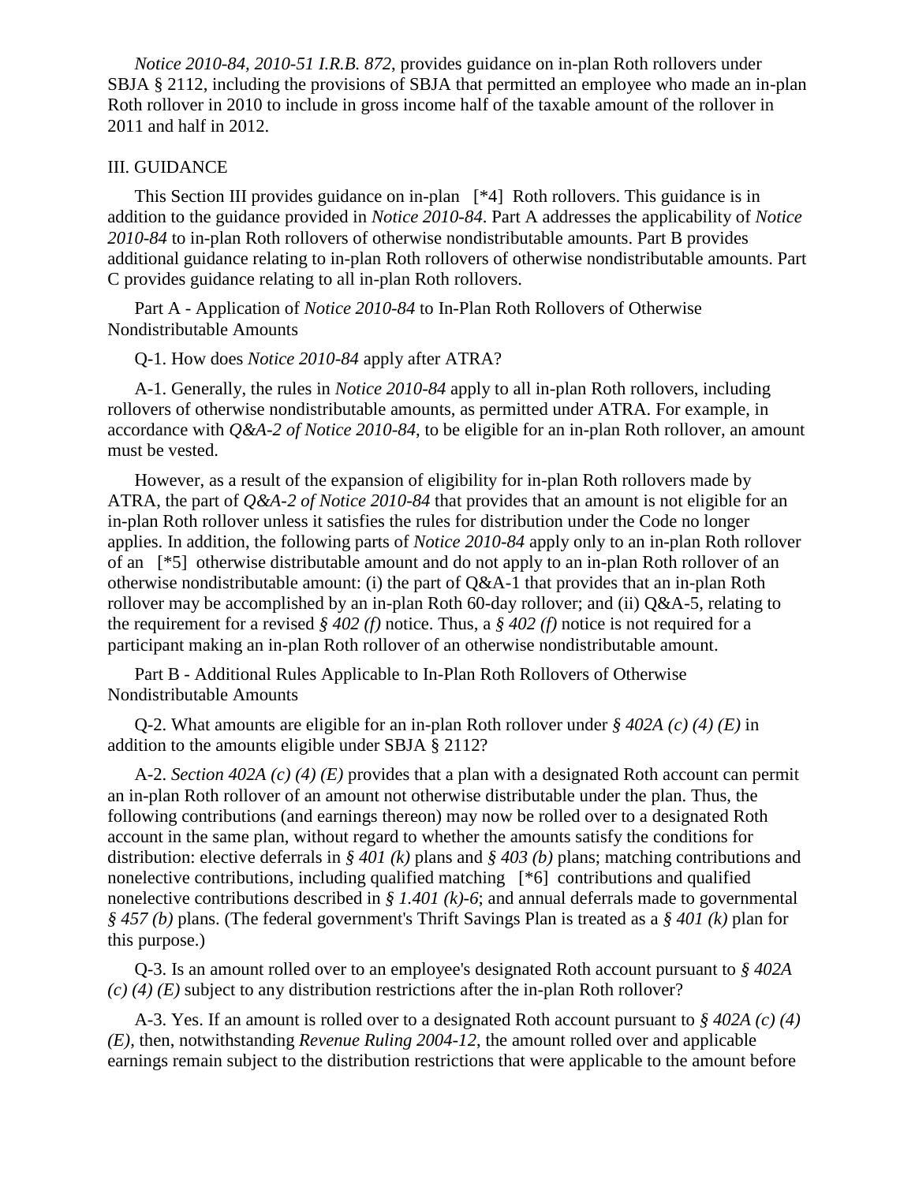*Notice 2010-84, 2010-51 I.R.B. 872*, provides guidance on in-plan Roth rollovers under SBJA § 2112, including the provisions of SBJA that permitted an employee who made an in-plan Roth rollover in 2010 to include in gross income half of the taxable amount of the rollover in 2011 and half in 2012.

III. GUIDANCE

This Section III provides guidance on in-plan [*4] Roth rollovers. This guidance is in addition to the guidance provided in *Notice 2010-84*. Part A addresses the applicability of *Notice 2010-84* to in-plan Roth rollovers of otherwise nondistributable amounts. Part B provides additional guidance relating to in-plan Roth rollovers of otherwise nondistributable amounts. Part C provides guidance relating to all in-plan Roth rollovers.

Part A - Application of *Notice 2010-84* to In-Plan Roth Rollovers of Otherwise Nondistributable Amounts

Q-1. How does *Notice 2010-84* apply after ATRA?

A-1. Generally, the rules in *Notice 2010-84* apply to all in-plan Roth rollovers, including rollovers of otherwise nondistributable amounts, as permitted under ATRA. For example, in accordance with *Q&A-2 of Notice 2010-84*, to be eligible for an in-plan Roth rollover, an amount must be vested.

However, as a result of the expansion of eligibility for in-plan Roth rollovers made by ATRA, the part of *Q&A-2 of Notice 2010-84* that provides that an amount is not eligible for an in-plan Roth rollover unless it satisfies the rules for distribution under the Code no longer applies. In addition, the following parts of *Notice 2010-84* apply only to an in-plan Roth rollover of an [*5] otherwise distributable amount and do not apply to an in-plan Roth rollover of an otherwise nondistributable amount: (i) the part of Q&A-1 that provides that an in-plan Roth rollover may be accomplished by an in-plan Roth 60-day rollover; and (ii) Q&A-5, relating to the requirement for a revised *§ 402 (f)* notice. Thus, a *§ 402 (f)* notice is not required for a participant making an in-plan Roth rollover of an otherwise nondistributable amount.

Part B - Additional Rules Applicable to In-Plan Roth Rollovers of Otherwise Nondistributable Amounts

Q-2. What amounts are eligible for an in-plan Roth rollover under *§ 402A (c) (4) (E)* in addition to the amounts eligible under SBJA § 2112?

A-2. *Section 402A (c) (4) (E)* provides that a plan with a designated Roth account can permit an in-plan Roth rollover of an amount not otherwise distributable under the plan. Thus, the following contributions (and earnings thereon) may now be rolled over to a designated Roth account in the same plan, without regard to whether the amounts satisfy the conditions for distribution: elective deferrals in *§ 401 (k)* plans and *§ 403 (b)* plans; matching contributions and nonelective contributions, including qualified matching [*6] contributions and qualified nonelective contributions described in *§ 1.401 (k)-6*; and annual deferrals made to governmental *§ 457 (b)* plans. (The federal government's Thrift Savings Plan is treated as a *§ 401 (k)* plan for this purpose.)

Q-3. Is an amount rolled over to an employee's designated Roth account pursuant to *§ 402A (c) (4) (E)* subject to any distribution restrictions after the in-plan Roth rollover?

A-3. Yes. If an amount is rolled over to a designated Roth account pursuant to *§ 402A (c) (4) (E)*, then, notwithstanding *Revenue Ruling 2004-12*, the amount rolled over and applicable earnings remain subject to the distribution restrictions that were applicable to the amount before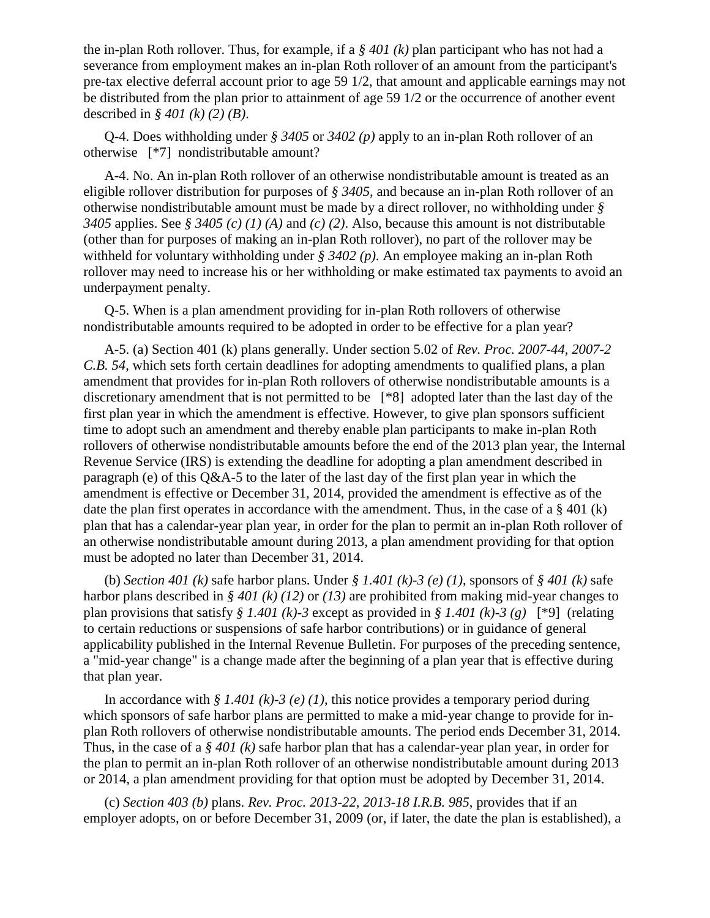the in-plan Roth rollover. Thus, for example, if a *§ 401 (k)* plan participant who has not had a severance from employment makes an in-plan Roth rollover of an amount from the participant's pre-tax elective deferral account prior to age 59 1/2, that amount and applicable earnings may not be distributed from the plan prior to attainment of age 59 1/2 or the occurrence of another event described in *§ 401 (k) (2) (B)*.

Q-4. Does withholding under *§ 3405* or *3402 (p)* apply to an in-plan Roth rollover of an otherwise [*7] nondistributable amount?

A-4. No. An in-plan Roth rollover of an otherwise nondistributable amount is treated as an eligible rollover distribution for purposes of *§ 3405*, and because an in-plan Roth rollover of an otherwise nondistributable amount must be made by a direct rollover, no withholding under *§ 3405* applies. See *§ 3405 (c) (1) (A)* and *(c) (2)*. Also, because this amount is not distributable (other than for purposes of making an in-plan Roth rollover), no part of the rollover may be withheld for voluntary withholding under *§ 3402 (p)*. An employee making an in-plan Roth rollover may need to increase his or her withholding or make estimated tax payments to avoid an underpayment penalty.

Q-5. When is a plan amendment providing for in-plan Roth rollovers of otherwise nondistributable amounts required to be adopted in order to be effective for a plan year?

A-5. (a) Section 401 (k) plans generally. Under section 5.02 of *Rev. Proc. 2007-44, 2007-2 C.B. 54*, which sets forth certain deadlines for adopting amendments to qualified plans, a plan amendment that provides for in-plan Roth rollovers of otherwise nondistributable amounts is a discretionary amendment that is not permitted to be [*8] adopted later than the last day of the first plan year in which the amendment is effective. However, to give plan sponsors sufficient time to adopt such an amendment and thereby enable plan participants to make in-plan Roth rollovers of otherwise nondistributable amounts before the end of the 2013 plan year, the Internal Revenue Service (IRS) is extending the deadline for adopting a plan amendment described in paragraph (e) of this Q&A-5 to the later of the last day of the first plan year in which the amendment is effective or December 31, 2014, provided the amendment is effective as of the date the plan first operates in accordance with the amendment. Thus, in the case of a § 401 (k) plan that has a calendar-year plan year, in order for the plan to permit an in-plan Roth rollover of an otherwise nondistributable amount during 2013, a plan amendment providing for that option must be adopted no later than December 31, 2014.

(b) *Section 401 (k)* safe harbor plans. Under *§ 1.401 (k)-3 (e) (1)*, sponsors of *§ 401 (k)* safe harbor plans described in *§ 401 (k) (12)* or *(13)* are prohibited from making mid-year changes to plan provisions that satisfy *§ 1.401 (k)-3* except as provided in *§ 1.401 (k)-3 (g)* [*9] (relating to certain reductions or suspensions of safe harbor contributions) or in guidance of general applicability published in the Internal Revenue Bulletin. For purposes of the preceding sentence, a "mid-year change" is a change made after the beginning of a plan year that is effective during that plan year.

In accordance with *§ 1.401 (k)-3 (e) (1)*, this notice provides a temporary period during which sponsors of safe harbor plans are permitted to make a mid-year change to provide for in-plan Roth rollovers of otherwise nondistributable amounts. The period ends December 31, 2014. Thus, in the case of a *§ 401 (k)* safe harbor plan that has a calendar-year plan year, in order for the plan to permit an in-plan Roth rollover of an otherwise nondistributable amount during 2013 or 2014, a plan amendment providing for that option must be adopted by December 31, 2014.

(c) *Section 403 (b)* plans. *Rev. Proc. 2013-22, 2013-18 I.R.B. 985*, provides that if an employer adopts, on or before December 31, 2009 (or, if later, the date the plan is established), a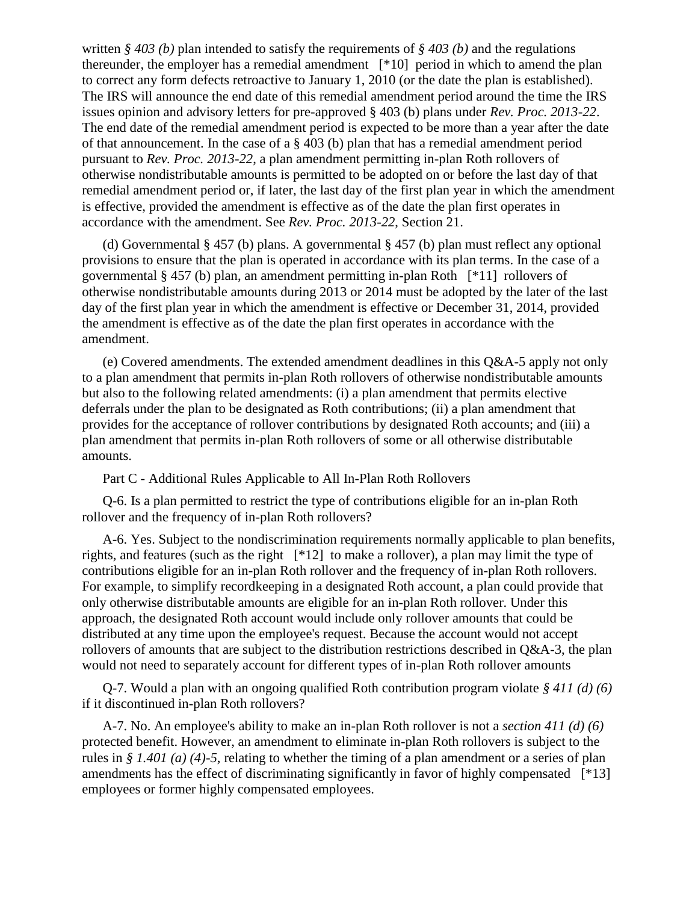written *§ 403 (b)* plan intended to satisfy the requirements of *§ 403 (b)* and the regulations thereunder, the employer has a remedial amendment [*10] period in which to amend the plan to correct any form defects retroactive to January 1, 2010 (or the date the plan is established). The IRS will announce the end date of this remedial amendment period around the time the IRS issues opinion and advisory letters for pre-approved § 403 (b) plans under *Rev. Proc. 2013-22*. The end date of the remedial amendment period is expected to be more than a year after the date of that announcement. In the case of a § 403 (b) plan that has a remedial amendment period pursuant to *Rev. Proc. 2013-22*, a plan amendment permitting in-plan Roth rollovers of otherwise nondistributable amounts is permitted to be adopted on or before the last day of that remedial amendment period or, if later, the last day of the first plan year in which the amendment is effective, provided the amendment is effective as of the date the plan first operates in accordance with the amendment. See *Rev. Proc. 2013-22*, Section 21.

(d) Governmental § 457 (b) plans. A governmental § 457 (b) plan must reflect any optional provisions to ensure that the plan is operated in accordance with its plan terms. In the case of a governmental § 457 (b) plan, an amendment permitting in-plan Roth [*11] rollovers of otherwise nondistributable amounts during 2013 or 2014 must be adopted by the later of the last day of the first plan year in which the amendment is effective or December 31, 2014, provided the amendment is effective as of the date the plan first operates in accordance with the amendment.

(e) Covered amendments. The extended amendment deadlines in this Q&A-5 apply not only to a plan amendment that permits in-plan Roth rollovers of otherwise nondistributable amounts but also to the following related amendments: (i) a plan amendment that permits elective deferrals under the plan to be designated as Roth contributions; (ii) a plan amendment that provides for the acceptance of rollover contributions by designated Roth accounts; and (iii) a plan amendment that permits in-plan Roth rollovers of some or all otherwise distributable amounts.

Part C - Additional Rules Applicable to All In-Plan Roth Rollovers

Q-6. Is a plan permitted to restrict the type of contributions eligible for an in-plan Roth rollover and the frequency of in-plan Roth rollovers?

A-6. Yes. Subject to the nondiscrimination requirements normally applicable to plan benefits, rights, and features (such as the right [*12] to make a rollover), a plan may limit the type of contributions eligible for an in-plan Roth rollover and the frequency of in-plan Roth rollovers. For example, to simplify recordkeeping in a designated Roth account, a plan could provide that only otherwise distributable amounts are eligible for an in-plan Roth rollover. Under this approach, the designated Roth account would include only rollover amounts that could be distributed at any time upon the employee's request. Because the account would not accept rollovers of amounts that are subject to the distribution restrictions described in Q&A-3, the plan would not need to separately account for different types of in-plan Roth rollover amounts

Q-7. Would a plan with an ongoing qualified Roth contribution program violate *§ 411 (d) (6)* if it discontinued in-plan Roth rollovers?

A-7. No. An employee's ability to make an in-plan Roth rollover is not a *section 411 (d) (6)* protected benefit. However, an amendment to eliminate in-plan Roth rollovers is subject to the rules in *§ 1.401 (a) (4)-5*, relating to whether the timing of a plan amendment or a series of plan amendments has the effect of discriminating significantly in favor of highly compensated [*13] employees or former highly compensated employees.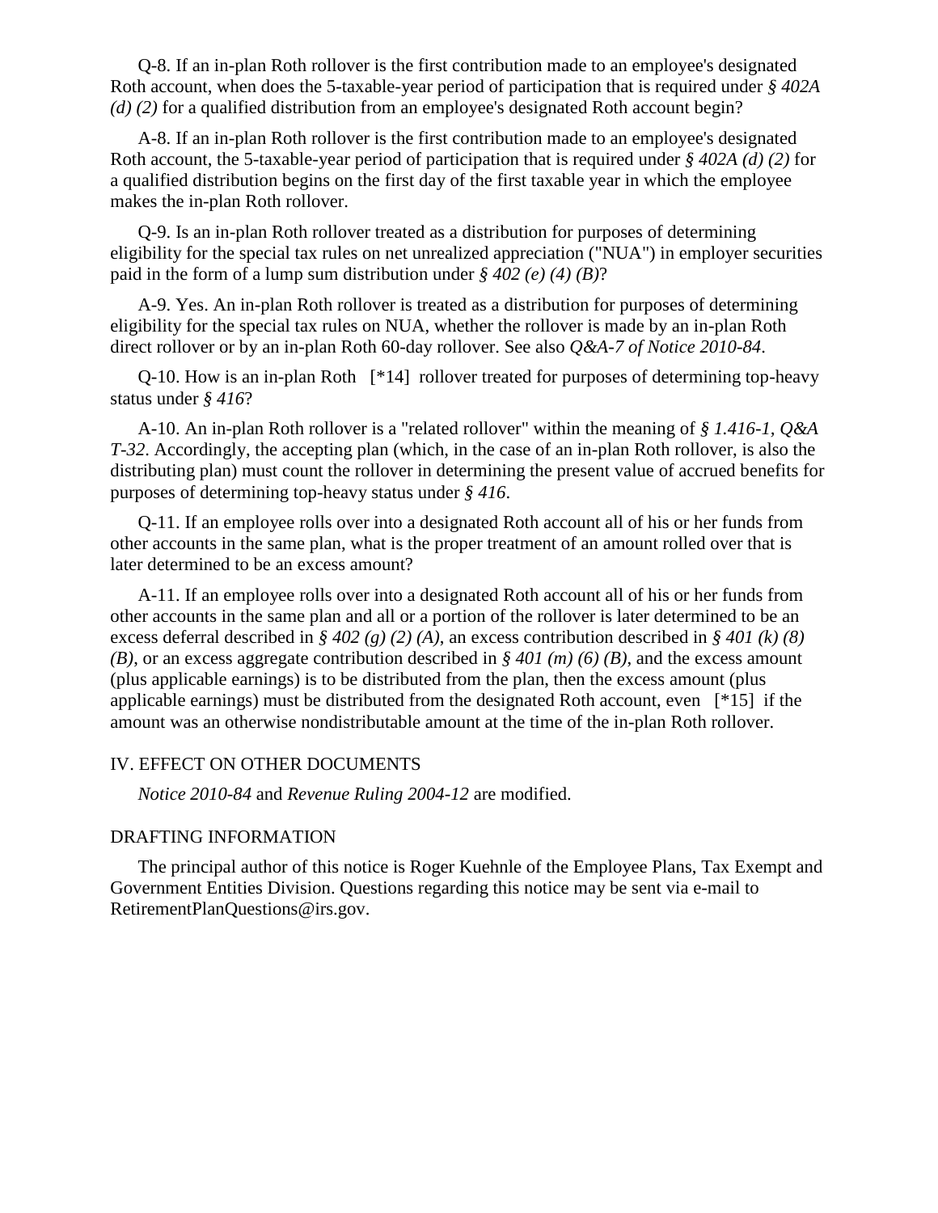Q-8. If an in-plan Roth rollover is the first contribution made to an employee's designated Roth account, when does the 5-taxable-year period of participation that is required under *§ 402A (d) (2)* for a qualified distribution from an employee's designated Roth account begin?

A-8. If an in-plan Roth rollover is the first contribution made to an employee's designated Roth account, the 5-taxable-year period of participation that is required under *§ 402A (d) (2)* for a qualified distribution begins on the first day of the first taxable year in which the employee makes the in-plan Roth rollover.

Q-9. Is an in-plan Roth rollover treated as a distribution for purposes of determining eligibility for the special tax rules on net unrealized appreciation ("NUA") in employer securities paid in the form of a lump sum distribution under *§ 402 (e) (4) (B)*?

A-9. Yes. An in-plan Roth rollover is treated as a distribution for purposes of determining eligibility for the special tax rules on NUA, whether the rollover is made by an in-plan Roth direct rollover or by an in-plan Roth 60-day rollover. See also *Q&A-7 of Notice 2010-84*.

Q-10. How is an in-plan Roth [*14] rollover treated for purposes of determining top-heavy status under *§ 416*?

A-10. An in-plan Roth rollover is a "related rollover" within the meaning of *§ 1.416-1, Q&A T-32*. Accordingly, the accepting plan (which, in the case of an in-plan Roth rollover, is also the distributing plan) must count the rollover in determining the present value of accrued benefits for purposes of determining top-heavy status under *§ 416*.

Q-11. If an employee rolls over into a designated Roth account all of his or her funds from other accounts in the same plan, what is the proper treatment of an amount rolled over that is later determined to be an excess amount?

A-11. If an employee rolls over into a designated Roth account all of his or her funds from other accounts in the same plan and all or a portion of the rollover is later determined to be an excess deferral described in *§ 402 (g) (2) (A)*, an excess contribution described in *§ 401 (k) (8) (B)*, or an excess aggregate contribution described in *§ 401 (m) (6) (B)*, and the excess amount (plus applicable earnings) is to be distributed from the plan, then the excess amount (plus applicable earnings) must be distributed from the designated Roth account, even [*15] if the amount was an otherwise nondistributable amount at the time of the in-plan Roth rollover.

## IV. EFFECT ON OTHER DOCUMENTS

*Notice 2010-84* and *Revenue Ruling 2004-12* are modified.

## DRAFTING INFORMATION

The principal author of this notice is Roger Kuehnle of the Employee Plans, Tax Exempt and Government Entities Division. Questions regarding this notice may be sent via e-mail to RetirementPlanQuestions@irs.gov.